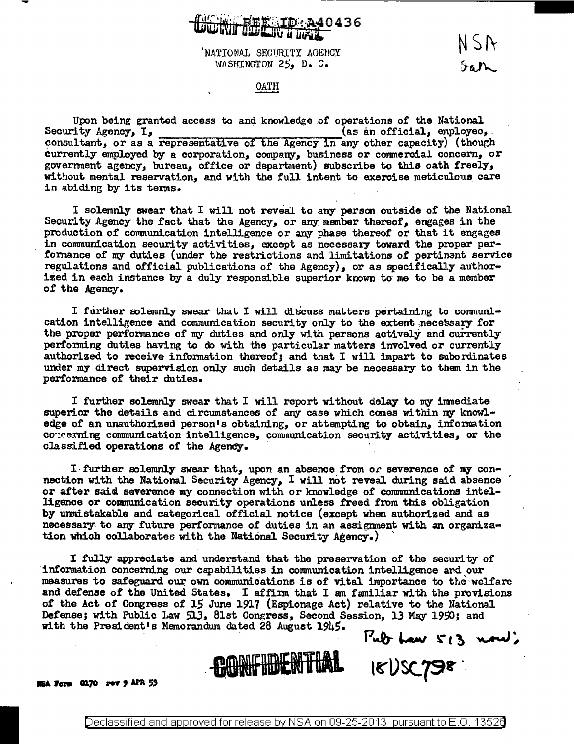REF ID:A40436

NATIONAL SECURITY AGENCY
WASHINGTON 25, D. C.

NSA
Oath

# OATH

Upon being granted access to and knowledge of operations of the National Security Agency, I, ______________________ (as an official, employee, consultant, or as a representative of the Agency in any other capacity) (though currently employed by a corporation, company, business or commercial concern, or government agency, bureau, office or department) subscribe to this oath freely, without mental reservation, and with the full intent to exercise meticulous care in abiding by its terms.

I solemnly swear that I will not reveal to any person outside of the National Security Agency the fact that the Agency, or any member thereof, engages in the production of communication intelligence or any phase thereof or that it engages in communication security activities, except as necessary toward the proper performance of my duties (under the restrictions and limitations of pertinent service regulations and official publications of the Agency), or as specifically authorized in each instance by a duly responsible superior known to me to be a member of the Agency.

I further solemnly swear that I will discuss matters pertaining to communication intelligence and communication security only to the extent necessary for the proper performance of my duties and only with persons actively and currently performing duties having to do with the particular matters involved or currently authorized to receive information thereof; and that I will impart to subordinates under my direct supervision only such details as may be necessary to them in the performance of their duties.

I further solemnly swear that I will report without delay to my immediate superior the details and circumstances of any case which comes within my knowledge of an unauthorized person's obtaining, or attempting to obtain, information concerning communication intelligence, communication security activities, or the classified operations of the Agency.

I further solemnly swear that, upon an absence from or severence of my connection with the National Security Agency, I will not reveal during said absence or after said severence my connection with or knowledge of communications intelligence or communication security operations unless freed from this obligation by unmistakable and categorical official notice (except when authorized and as necessary to any future performance of duties in an assignment with an organization which collaborates with the National Security Agency.)

I fully appreciate and understand that the preservation of the security of information concerning our capabilities in communication intelligence and our measures to safeguard our own communications is of vital importance to the welfare and defense of the United States. I affirm that I am familiar with the provisions of the Act of Congress of 15 June 1917 (Espionage Act) relative to the National Defense; with Public Law 513, 81st Congress, Second Session, 13 May 1950; and with the President's Memorandum dated 28 August 1945.

Pub Law 513 now; 18USC798

CONFIDENTIAL

NSA Form G170 rev 9 APR 53

Declassified and approved for release by NSA on 09-25-2013 pursuant to E.O. 13526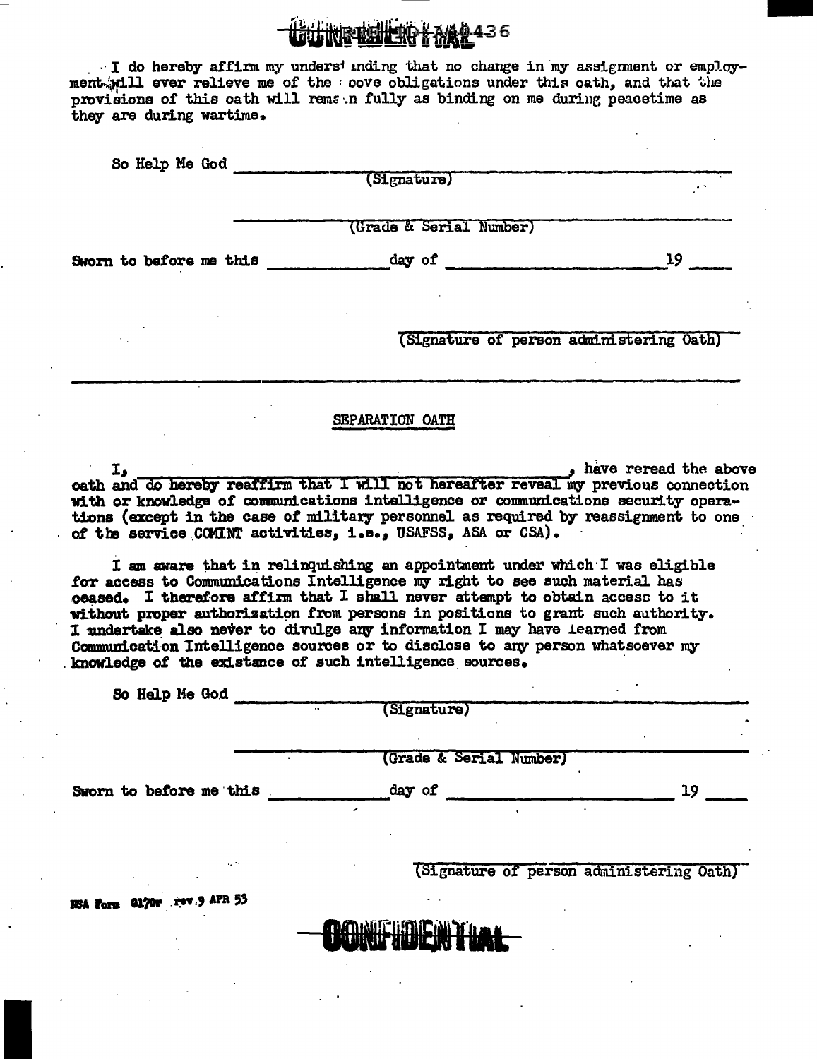CONFIDENTIAL 436

I do hereby affirm my understanding that no change in my assignment or employment will ever relieve me of the above obligations under this oath, and that the provisions of this oath will remain fully as binding on me during peacetime as they are during wartime.

So Help Me God ________________________________________
(Signature)

________________________________________
(Grade & Serial Number)

Sworn to before me this ____________ day of ______________________ 19 ____

________________________________________
(Signature of person administering Oath)

---

## SEPARATION OATH

I, ________________________________________, have reread the above oath and do hereby reaffirm that I will not hereafter reveal my previous connection with or knowledge of communications intelligence or communications security operations (except in the case of military personnel as required by reassignment to one of the service COMINT activities, i.e., USAFSS, ASA or CSA).

I am aware that in relinquishing an appointment under which I was eligible for access to Communications Intelligence my right to see such material has ceased. I therefore affirm that I shall never attempt to obtain access to it without proper authorization from persons in positions to grant such authority. I undertake also never to divulge any information I may have learned from Communication Intelligence sources or to disclose to any person whatsoever my knowledge of the existance of such intelligence sources.

So Help Me God ________________________________________
(Signature)

________________________________________
(Grade & Serial Number)

Sworn to before me this ____________ day of ______________________ 19 ____

________________________________________
(Signature of person administering Oath)

NSA Form G170r rev.9 APR 53

CONFIDENTIAL